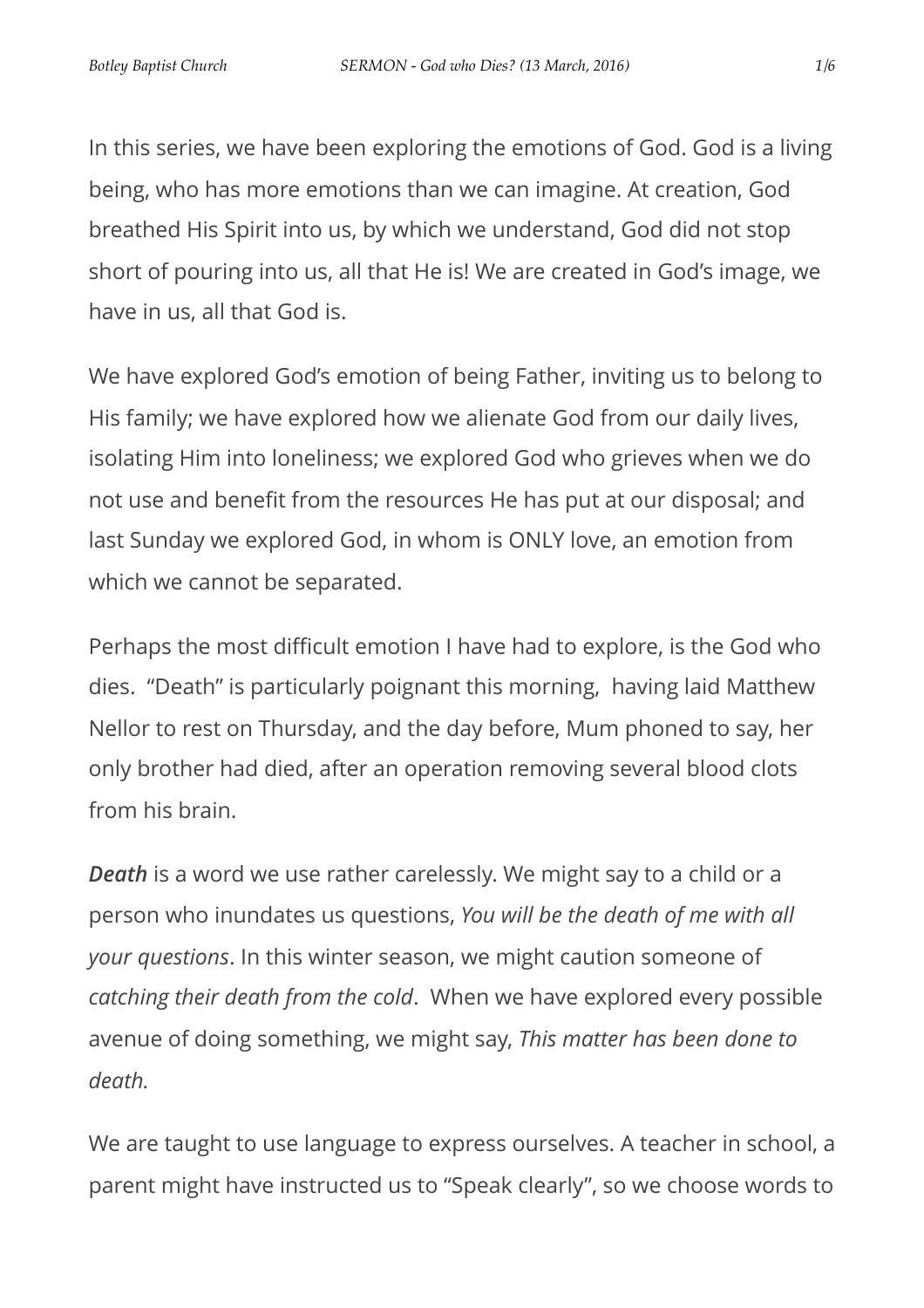In this series, we have been exploring the emotions of God. God is a living being, who has more emotions than we can imagine. At creation, God breathed His Spirit into us, by which we understand, God did not stop short of pouring into us, all that He is! We are created in God's image, we have in us, all that God is.

We have explored God's emotion of being Father, inviting us to belong to His family; we have explored how we alienate God from our daily lives, isolating Him into loneliness; we explored God who grieves when we do not use and benefit from the resources He has put at our disposal; and last Sunday we explored God, in whom is ONLY love, an emotion from which we cannot be separated.

Perhaps the most difficult emotion I have had to explore, is the God who dies. "Death" is particularly poignant this morning, having laid Matthew Nellor to rest on Thursday, and the day before, Mum phoned to say, her only brother had died, after an operation removing several blood clots from his brain.

***Death*** is a word we use rather carelessly. We might say to a child or a person who inundates us questions, *You will be the death of me with all your questions*. In this winter season, we might caution someone of *catching their death from the cold*. When we have explored every possible avenue of doing something, we might say, *This matter has been done to death.*

We are taught to use language to express ourselves. A teacher in school, a parent might have instructed us to "Speak clearly", so we choose words to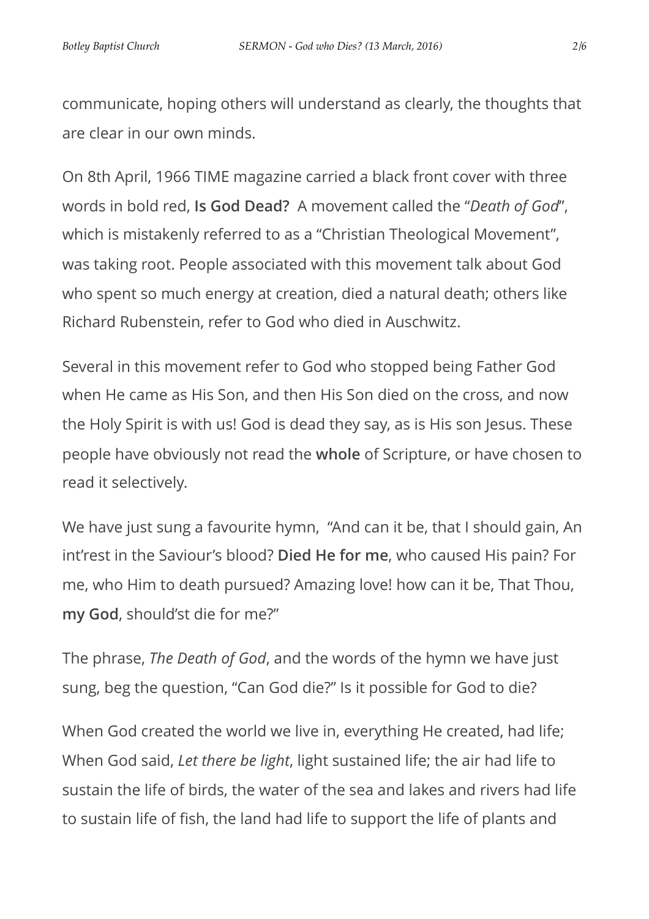communicate, hoping others will understand as clearly, the thoughts that are clear in our own minds.

On 8th April, 1966 TIME magazine carried a black front cover with three words in bold red, **Is God Dead?** A movement called the "*Death of God*", which is mistakenly referred to as a "Christian Theological Movement", was taking root. People associated with this movement talk about God who spent so much energy at creation, died a natural death; others like Richard Rubenstein, refer to God who died in Auschwitz.

Several in this movement refer to God who stopped being Father God when He came as His Son, and then His Son died on the cross, and now the Holy Spirit is with us! God is dead they say, as is His son Jesus. These people have obviously not read the **whole** of Scripture, or have chosen to read it selectively.

We have just sung a favourite hymn, "And can it be, that I should gain, An int'rest in the Saviour's blood? **Died He for me**, who caused His pain? For me, who Him to death pursued? Amazing love! how can it be, That Thou, **my God**, should'st die for me?"

The phrase, *The Death of God*, and the words of the hymn we have just sung, beg the question, "Can God die?" Is it possible for God to die?

When God created the world we live in, everything He created, had life; When God said, *Let there be light*, light sustained life; the air had life to sustain the life of birds, the water of the sea and lakes and rivers had life to sustain life of fish, the land had life to support the life of plants and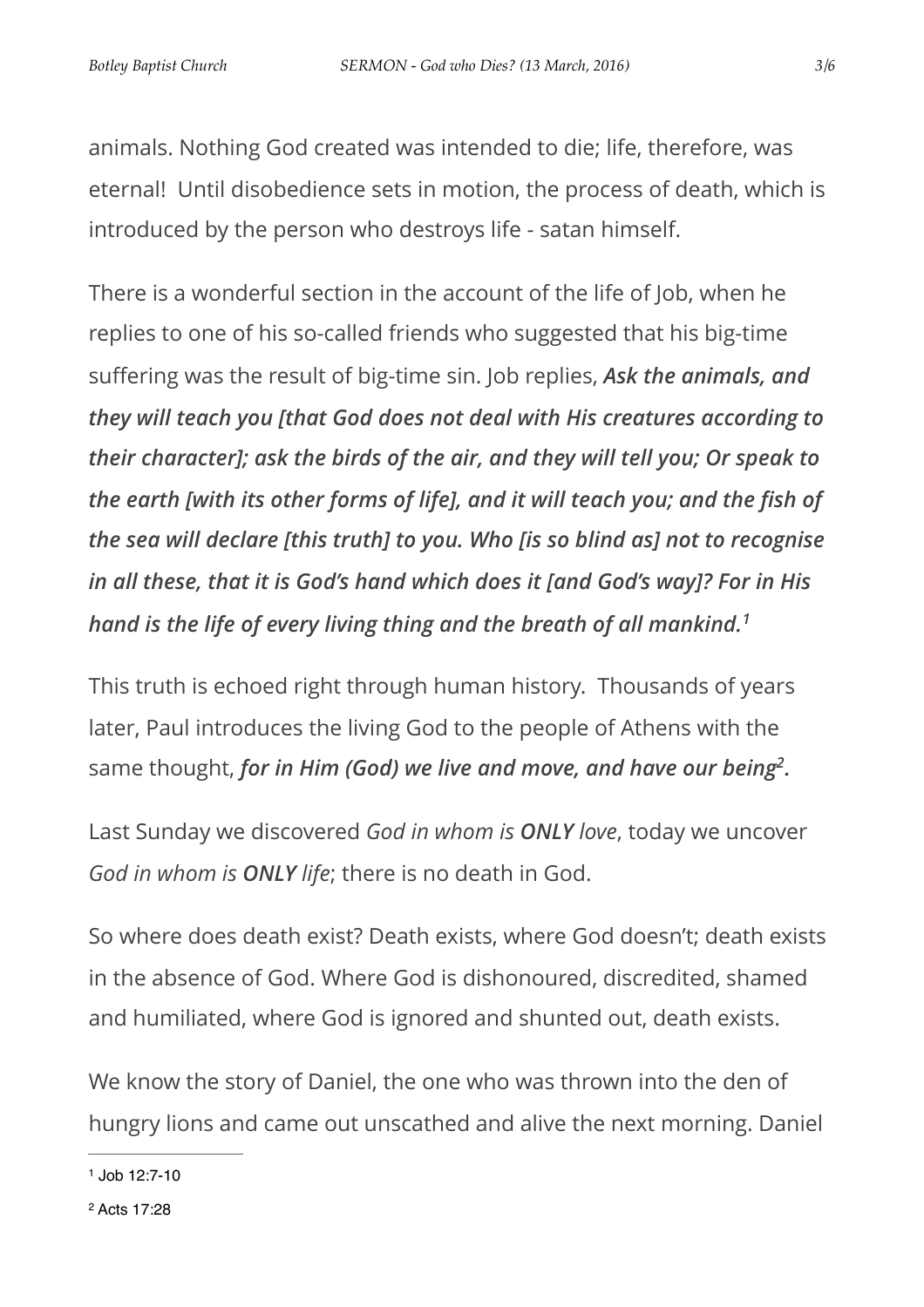animals. Nothing God created was intended to die; life, therefore, was eternal! Until disobedience sets in motion, the process of death, which is introduced by the person who destroys life - satan himself.

There is a wonderful section in the account of the life of Job, when he replies to one of his so-called friends who suggested that his big-time suffering was the result of big-time sin. Job replies, ***Ask the animals, and they will teach you [that God does not deal with His creatures according to their character]; ask the birds of the air, and they will tell you; Or speak to the earth [with its other forms of life], and it will teach you; and the fish of the sea will declare [this truth] to you. Who [is so blind as] not to recognise in all these, that it is God's hand which does it [and God's way]? For in His hand is the life of every living thing and the breath of all mankind.***[1]

This truth is echoed right through human history. Thousands of years later, Paul introduces the living God to the people of Athens with the same thought, ***for in Him (God) we live and move, and have our being***[2]***.***

Last Sunday we discovered *God in whom is **ONLY** love*, today we uncover *God in whom is **ONLY** life*; there is no death in God.

So where does death exist? Death exists, where God doesn't; death exists in the absence of God. Where God is dishonoured, discredited, shamed and humiliated, where God is ignored and shunted out, death exists.

We know the story of Daniel, the one who was thrown into the den of hungry lions and came out unscathed and alive the next morning. Daniel

---

[1] Job 12:7-10

[2] Acts 17:28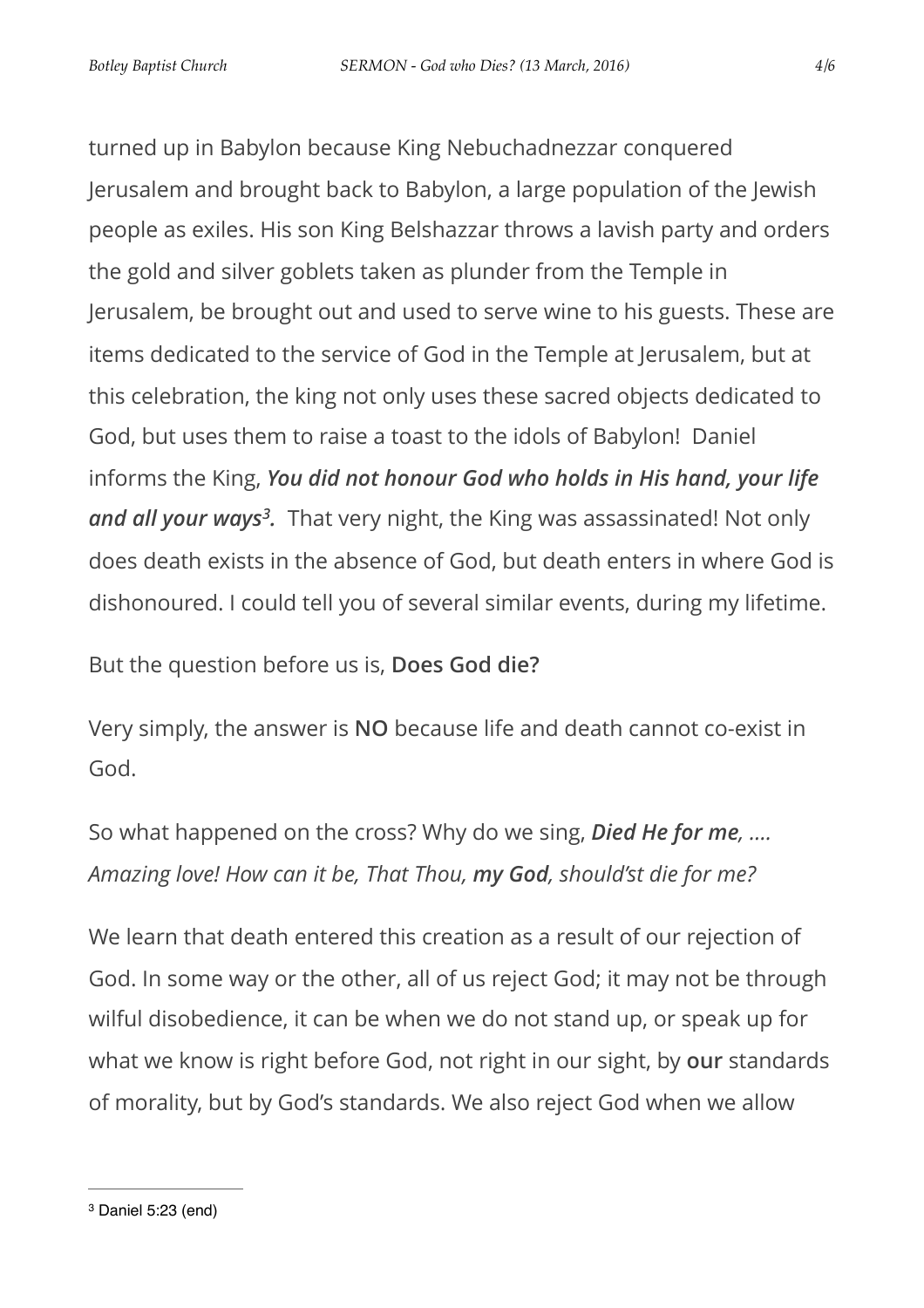turned up in Babylon because King Nebuchadnezzar conquered Jerusalem and brought back to Babylon, a large population of the Jewish people as exiles. His son King Belshazzar throws a lavish party and orders the gold and silver goblets taken as plunder from the Temple in Jerusalem, be brought out and used to serve wine to his guests. These are items dedicated to the service of God in the Temple at Jerusalem, but at this celebration, the king not only uses these sacred objects dedicated to God, but uses them to raise a toast to the idols of Babylon! Daniel informs the King, ***You did not honour God who holds in His hand, your life and all your ways[3].*** That very night, the King was assassinated! Not only does death exists in the absence of God, but death enters in where God is dishonoured. I could tell you of several similar events, during my lifetime.

But the question before us is, **Does God die?**

Very simply, the answer is **NO** because life and death cannot co-exist in God.

So what happened on the cross? Why do we sing, ***Died He for me***, *…. Amazing love! How can it be, That Thou,* ***my God****, should'st die for me?*

We learn that death entered this creation as a result of our rejection of God. In some way or the other, all of us reject God; it may not be through wilful disobedience, it can be when we do not stand up, or speak up for what we know is right before God, not right in our sight, by **our** standards of morality, but by God's standards. We also reject God when we allow

---

[3] Daniel 5:23 (end)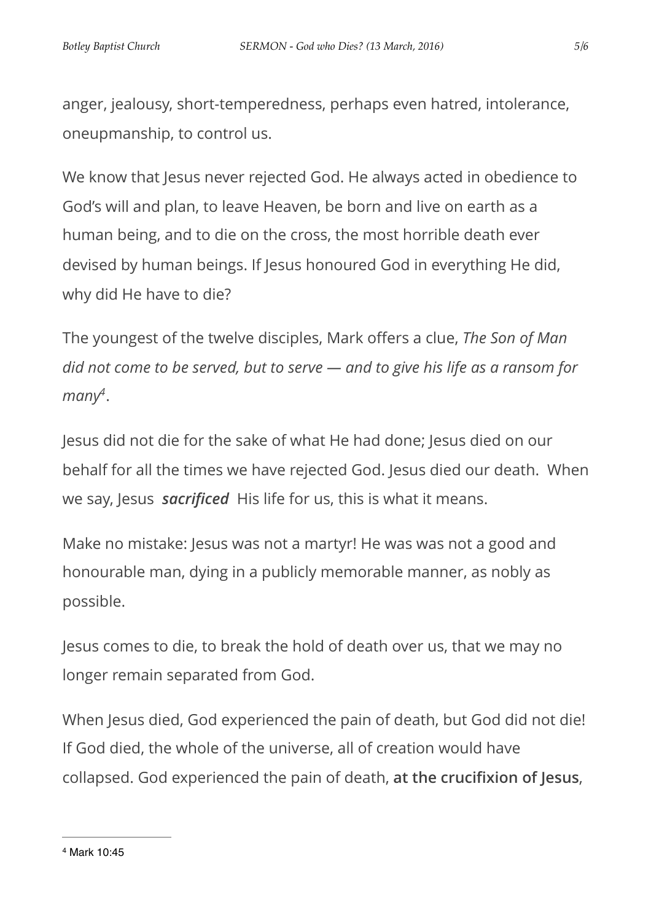anger, jealousy, short-temperedness, perhaps even hatred, intolerance, oneupmanship, to control us.

We know that Jesus never rejected God. He always acted in obedience to God's will and plan, to leave Heaven, be born and live on earth as a human being, and to die on the cross, the most horrible death ever devised by human beings. If Jesus honoured God in everything He did, why did He have to die?

The youngest of the twelve disciples, Mark offers a clue, *The Son of Man did not come to be served, but to serve — and to give his life as a ransom for many*[4].

Jesus did not die for the sake of what He had done; Jesus died on our behalf for all the times we have rejected God. Jesus died our death.  When we say, Jesus ***sacrificed*** His life for us, this is what it means.

Make no mistake: Jesus was not a martyr! He was was not a good and honourable man, dying in a publicly memorable manner, as nobly as possible.

Jesus comes to die, to break the hold of death over us, that we may no longer remain separated from God.

When Jesus died, God experienced the pain of death, but God did not die! If God died, the whole of the universe, all of creation would have collapsed. God experienced the pain of death, **at the crucifixion of Jesus**,

---

[4] Mark 10:45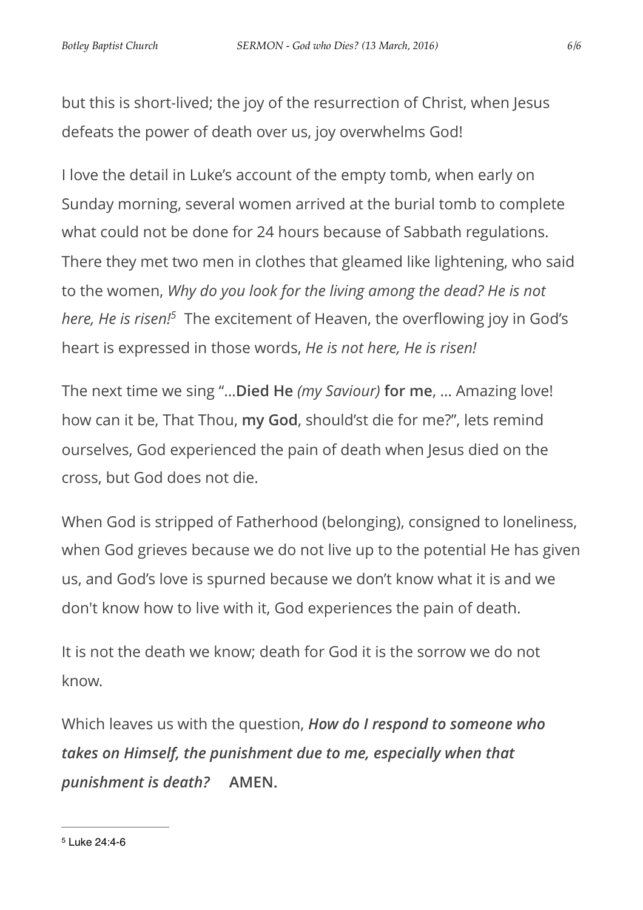but this is short-lived; the joy of the resurrection of Christ, when Jesus defeats the power of death over us, joy overwhelms God!

I love the detail in Luke's account of the empty tomb, when early on Sunday morning, several women arrived at the burial tomb to complete what could not be done for 24 hours because of Sabbath regulations. There they met two men in clothes that gleamed like lightening, who said to the women, *Why do you look for the living among the dead? He is not here, He is risen!*[5] The excitement of Heaven, the overflowing joy in God's heart is expressed in those words, *He is not here, He is risen!*

The next time we sing "…**Died He** *(my Saviour)* **for me**, … Amazing love! how can it be, That Thou, **my God**, should'st die for me?", lets remind ourselves, God experienced the pain of death when Jesus died on the cross, but God does not die.

When God is stripped of Fatherhood (belonging), consigned to loneliness, when God grieves because we do not live up to the potential He has given us, and God's love is spurned because we don't know what it is and we don't know how to live with it, God experiences the pain of death.

It is not the death we know; death for God it is the sorrow we do not know.

Which leaves us with the question, ***How do I respond to someone who takes on Himself, the punishment due to me, especially when that punishment is death?*** **AMEN.**

---

[5] Luke 24:4-6